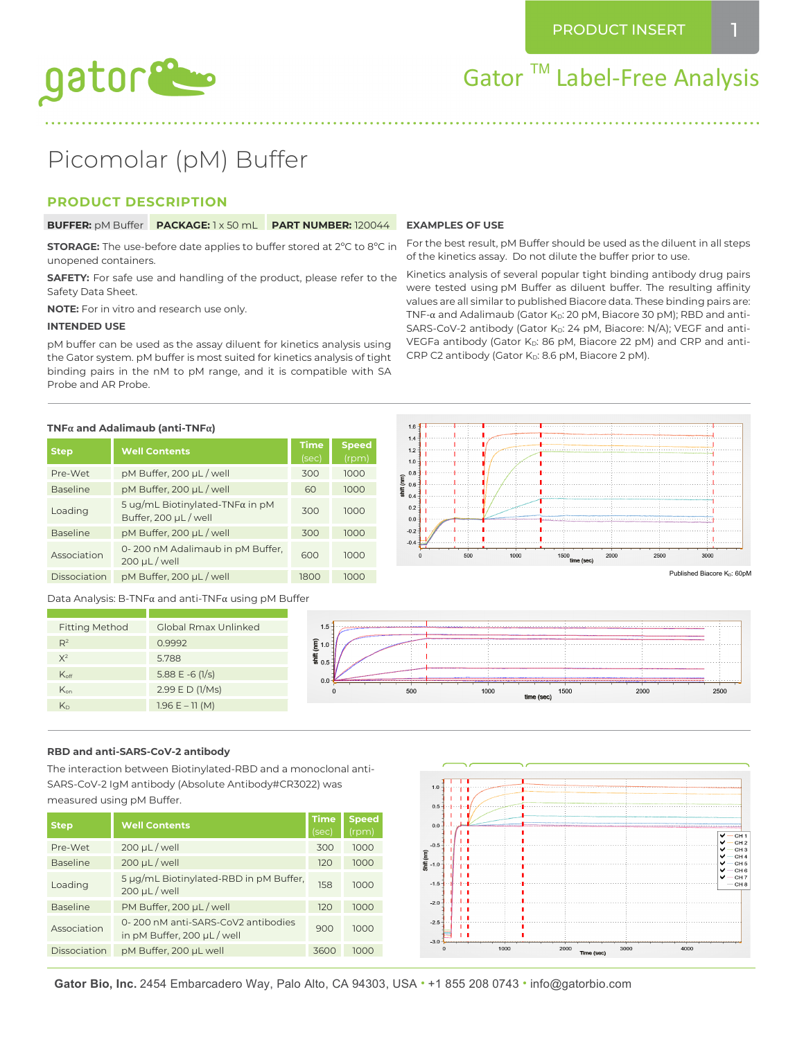# Picomolar (pM) Buffer

## PRODUCT DESCRIPTION

**BUFFER:** pM Buffer **PACKAGE:** 1 x 50 mL **PART NUMBER:** 120044

**STORAGE:** The use-before date applies to buffer stored at 2°C to 8°C in unopened containers.

**SAFETY:** For safe use and handling of the product, please refer to the Safety Data Sheet.

**NOTE:** For in vitro and research use only.

**INTENDED USE**

pM buffer can be used as the assay diluent for kinetics analysis using the Gator system. pM buffer is most suited for kinetics analysis of tight binding pairs in the nM to pM range, and it is compatible with SA Probe and AR Probe.

**EXAMPLES OF USE**

For the best result, pM Buffer should be used as the diluent in all steps of the kinetics assay. Do not dilute the buffer prior to use.

Kinetics analysis of several popular tight binding antibody drug pairs were tested using pM Buffer as diluent buffer. The resulting affinity values are all similar to published Biacore data. These binding pairs are: TNF-α and Adalimaub (Gator $K_D$: 20 pM, Biacore 30 pM); RBD and anti-SARS-CoV-2 antibody (Gator $K_D$: 24 pM, Biacore: N/A); VEGF and anti-VEGFa antibody (Gator $K_D$: 86 pM, Biacore 22 pM) and CRP and anti-CRP C2 antibody (Gator $K_D$: 8.6 pM, Biacore 2 pM).

### TNFα and Adalimaub (anti-TNFα)

| Step | Well Contents | Time (sec) | Speed (rpm) |
|---|---|---|---|
| Pre-Wet | pM Buffer, 200 μL / well | 300 | 1000 |
| Baseline | pM Buffer, 200 μL / well | 60 | 1000 |
| Loading | 5 ug/mL Biotinylated-TNFα in pM Buffer, 200 μL / well | 300 | 1000 |
| Baseline | pM Buffer, 200 μL / well | 300 | 1000 |
| Association | 0- 200 nM Adalimaub in pM Buffer, 200 μL / well | 600 | 1000 |
| Dissociation | pM Buffer, 200 μL / well | 1800 | 1000 |

Published Biacore $K_D$: 60pM

Data Analysis: B-TNFα and anti-TNFα using pM Buffer

| | |
|---|---|
| Fitting Method | Global Rmax Unlinked |
| $R^2$ | 0.9992 |
| $X^2$ | 5.788 |
| $K_{off}$ | 5.88 E -6 (1/s) |
| $K_{on}$ | 2.99 E D (1/Ms) |
| $K_D$ | 1.96 E – 11 (M) |

### RBD and anti-SARS-CoV-2 antibody

The interaction between Biotinylated-RBD and a monoclonal anti-SARS-CoV-2 IgM antibody (Absolute Antibody#CR3022) was measured using pM Buffer.

| Step | Well Contents | Time (sec) | Speed (rpm) |
|---|---|---|---|
| Pre-Wet | 200 μL / well | 300 | 1000 |
| Baseline | 200 μL / well | 120 | 1000 |
| Loading | 5 μg/mL Biotinylated-RBD in pM Buffer, 200 μL / well | 158 | 1000 |
| Baseline | PM Buffer, 200 μL / well | 120 | 1000 |
| Association | 0- 200 nM anti-SARS-CoV2 antibodies in pM Buffer, 200 μL / well | 900 | 1000 |
| Dissociation | pM Buffer, 200 μL well | 3600 | 1000 |

**Gator Bio, Inc.** 2454 Embarcadero Way, Palo Alto, CA 94303, USA • +1 855 208 0743 • info@gatorbio.com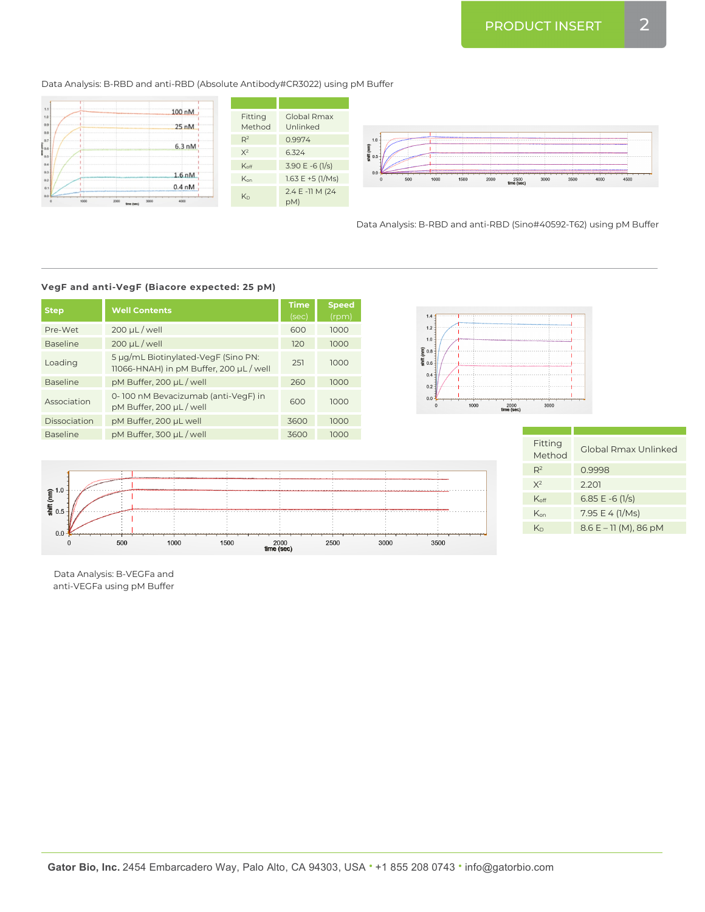Data Analysis: B-RBD and anti-RBD (Absolute Antibody#CR3022) using pM Buffer

100 nM
25 nM
6.3 nM
1.6 nM
0.4 nM

| | |
|---|---|
| Fitting Method | Global Rmax Unlinked |
| $R^2$ | 0.9974 |
| $X^2$ | 6.324 |
| $K_{off}$ | 3.90 E -6 (1/s) |
| $K_{on}$ | 1.63 E +5 (1/Ms) |
| $K_D$ | 2.4 E -11 M (24 pM) |

Data Analysis: B-RBD and anti-RBD (Sino#40592-T62) using pM Buffer

---

### VegF and anti-VegF (Biacore expected: 25 pM)

| Step | Well Contents | Time (sec) | Speed (rpm) |
|---|---|---|---|
| Pre-Wet | 200 µL / well | 600 | 1000 |
| Baseline | 200 µL / well | 120 | 1000 |
| Loading | 5 µg/mL Biotinylated-VegF (Sino PN: 11066-HNAH) in pM Buffer, 200 µL / well | 251 | 1000 |
| Baseline | pM Buffer, 200 µL / well | 260 | 1000 |
| Association | 0- 100 nM Bevacizumab (anti-VegF) in pM Buffer, 200 µL / well | 600 | 1000 |
| Dissociation | pM Buffer, 200 µL well | 3600 | 1000 |
| Baseline | pM Buffer, 300 µL / well | 3600 | 1000 |

| | |
|---|---|
| Fitting Method | Global Rmax Unlinked |
| $R^2$ | 0.9998 |
| $X^2$ | 2.201 |
| $K_{off}$ | 6.85 E -6 (1/s) |
| $K_{on}$ | 7.95 E 4 (1/Ms) |
| $K_D$ | 8.6 E – 11 (M), 86 pM |

Data Analysis: B-VEGFa and anti-VEGFa using pM Buffer

**Gator Bio, Inc.** 2454 Embarcadero Way, Palo Alto, CA 94303, USA • +1 855 208 0743 • info@gatorbio.com